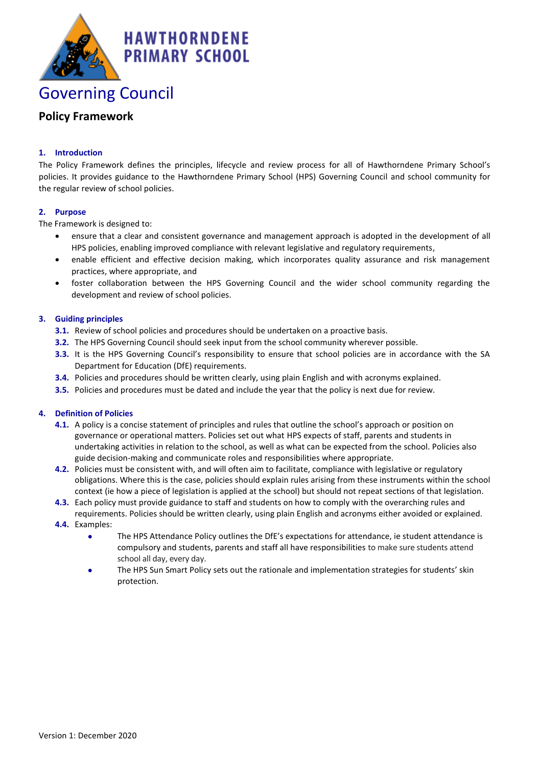# HAWTHORNDENE PRIMARY SCHOOL

# Governing Council

## Policy Framework

### 1. Introduction

The Policy Framework defines the principles, lifecycle and review process for all of Hawthorndene Primary School's policies. It provides guidance to the Hawthorndene Primary School (HPS) Governing Council and school community for the regular review of school policies.

### 2. Purpose

The Framework is designed to:

- ensure that a clear and consistent governance and management approach is adopted in the development of all HPS policies, enabling improved compliance with relevant legislative and regulatory requirements,
- enable efficient and effective decision making, which incorporates quality assurance and risk management practices, where appropriate, and
- foster collaboration between the HPS Governing Council and the wider school community regarding the development and review of school policies.

### 3. Guiding principles

**3.1.** Review of school policies and procedures should be undertaken on a proactive basis.

**3.2.** The HPS Governing Council should seek input from the school community wherever possible.

**3.3.** It is the HPS Governing Council's responsibility to ensure that school policies are in accordance with the SA Department for Education (DfE) requirements.

**3.4.** Policies and procedures should be written clearly, using plain English and with acronyms explained.

**3.5.** Policies and procedures must be dated and include the year that the policy is next due for review.

### 4. Definition of Policies

**4.1.** A policy is a concise statement of principles and rules that outline the school's approach or position on governance or operational matters. Policies set out what HPS expects of staff, parents and students in undertaking activities in relation to the school, as well as what can be expected from the school. Policies also guide decision-making and communicate roles and responsibilities where appropriate.

**4.2.** Policies must be consistent with, and will often aim to facilitate, compliance with legislative or regulatory obligations. Where this is the case, policies should explain rules arising from these instruments within the school context (ie how a piece of legislation is applied at the school) but should not repeat sections of that legislation.

**4.3.** Each policy must provide guidance to staff and students on how to comply with the overarching rules and requirements. Policies should be written clearly, using plain English and acronyms either avoided or explained.

**4.4.** Examples:

- The HPS Attendance Policy outlines the DfE's expectations for attendance, ie student attendance is compulsory and students, parents and staff all have responsibilities to make sure students attend school all day, every day.
- The HPS Sun Smart Policy sets out the rationale and implementation strategies for students' skin protection.

Version 1: December 2020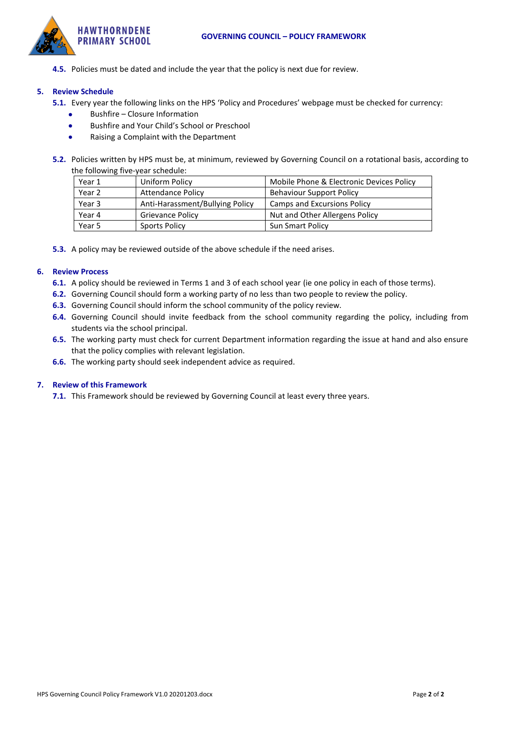**4.5.** Policies must be dated and include the year that the policy is next due for review.

## 5. Review Schedule

**5.1.** Every year the following links on the HPS 'Policy and Procedures' webpage must be checked for currency:

- Bushfire – Closure Information
- Bushfire and Your Child's School or Preschool
- Raising a Complaint with the Department

**5.2.** Policies written by HPS must be, at minimum, reviewed by Governing Council on a rotational basis, according to the following five-year schedule:

| | | |
|---|---|---|
| Year 1 | Uniform Policy | Mobile Phone & Electronic Devices Policy |
| Year 2 | Attendance Policy | Behaviour Support Policy |
| Year 3 | Anti-Harassment/Bullying Policy | Camps and Excursions Policy |
| Year 4 | Grievance Policy | Nut and Other Allergens Policy |
| Year 5 | Sports Policy | Sun Smart Policy |

**5.3.** A policy may be reviewed outside of the above schedule if the need arises.

## 6. Review Process

**6.1.** A policy should be reviewed in Terms 1 and 3 of each school year (ie one policy in each of those terms).

**6.2.** Governing Council should form a working party of no less than two people to review the policy.

**6.3.** Governing Council should inform the school community of the policy review.

**6.4.** Governing Council should invite feedback from the school community regarding the policy, including from students via the school principal.

**6.5.** The working party must check for current Department information regarding the issue at hand and also ensure that the policy complies with relevant legislation.

**6.6.** The working party should seek independent advice as required.

## 7. Review of this Framework

**7.1.** This Framework should be reviewed by Governing Council at least every three years.